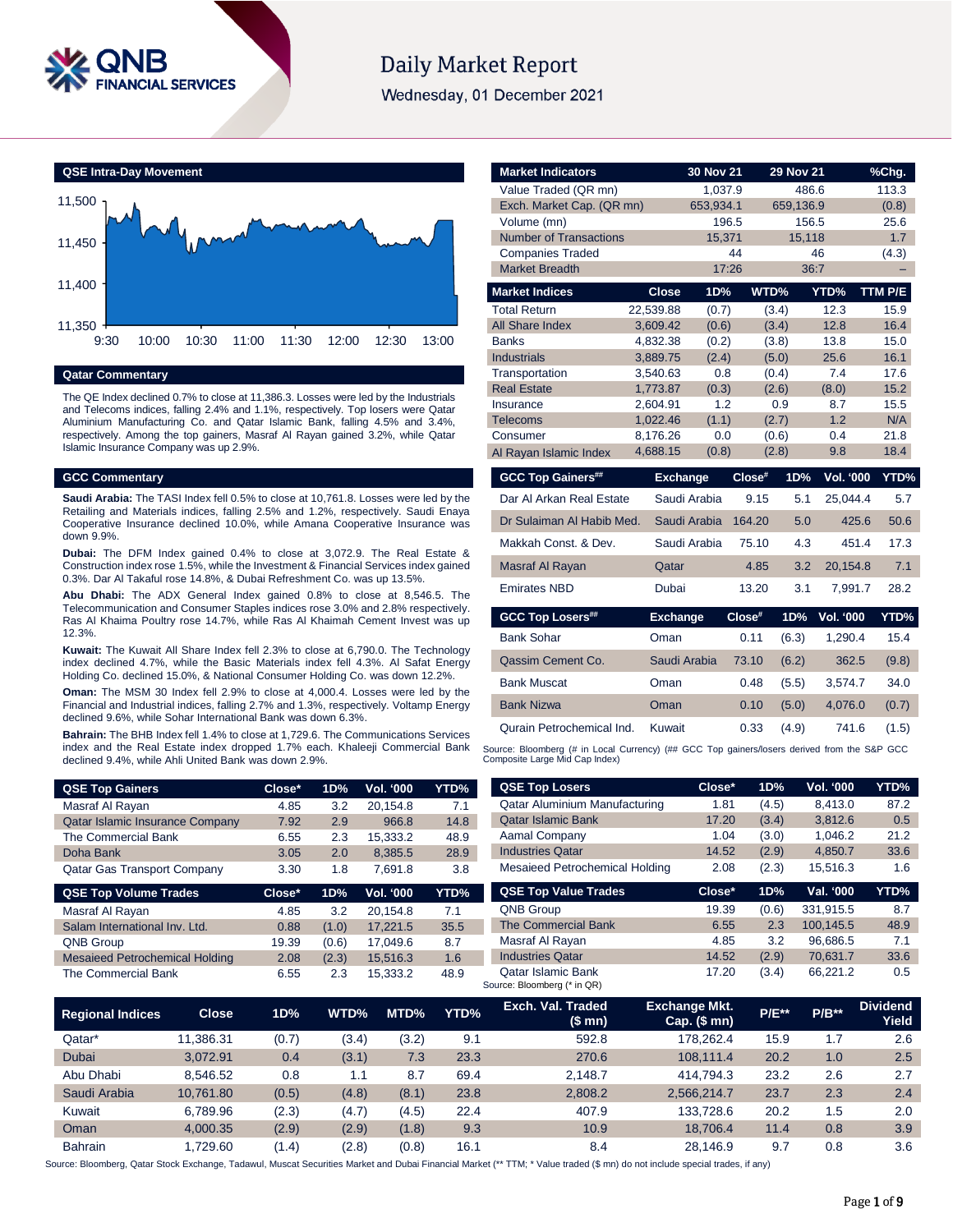# Daily Market Report

Wednesday, 01 December 2021

## QSE Intra-Day Movement

## Qatar Commentary

The QE Index declined 0.7% to close at 11,386.3. Losses were led by the Industrials and Telecoms indices, falling 2.4% and 1.1%, respectively. Top losers were Qatar Aluminium Manufacturing Co. and Qatar Islamic Bank, falling 4.5% and 3.4%, respectively. Among the top gainers, Masraf Al Rayan gained 3.2%, while Qatar Islamic Insurance Company was up 2.9%.

## GCC Commentary

**Saudi Arabia:** The TASI Index fell 0.5% to close at 10,761.8. Losses were led by the Retailing and Materials indices, falling 2.5% and 1.2%, respectively. Saudi Enaya Cooperative Insurance declined 10.0%, while Amana Cooperative Insurance was down 9.9%.

**Dubai:** The DFM Index gained 0.4% to close at 3,072.9. The Real Estate & Construction index rose 1.5%, while the Investment & Financial Services index gained 0.3%. Dar Al Takaful rose 14.8%, & Dubai Refreshment Co. was up 13.5%.

**Abu Dhabi:** The ADX General Index gained 0.8% to close at 8,546.5. The Telecommunication and Consumer Staples indices rose 3.0% and 2.8% respectively. Ras Al Khaima Poultry rose 14.7%, while Ras Al Khaimah Cement Invest was up 12.3%.

**Kuwait:** The Kuwait All Share Index fell 2.3% to close at 6,790.0. The Technology index declined 4.7%, while the Basic Materials index fell 4.3%. Al Safat Energy Holding Co. declined 15.0%, & National Consumer Holding Co. was down 12.2%.

**Oman:** The MSM 30 Index fell 2.9% to close at 4,000.4. Losses were led by the Financial and Industrial indices, falling 2.7% and 1.3%, respectively. Voltamp Energy declined 9.6%, while Sohar International Bank was down 6.3%.

**Bahrain:** The BHB Index fell 1.4% to close at 1,729.6. The Communications Services index and the Real Estate index dropped 1.7% each. Khaleeji Commercial Bank declined 9.4%, while Ahli United Bank was down 2.9%.

| Market Indicators | 30 Nov 21 | 29 Nov 21 | %Chg. |
|---|---|---|---|
| Value Traded (QR mn) | 1,037.9 | 486.6 | 113.3 |
| Exch. Market Cap. (QR mn) | 653,934.1 | 659,136.9 | (0.8) |
| Volume (mn) | 196.5 | 156.5 | 25.6 |
| Number of Transactions | 15,371 | 15,118 | 1.7 |
| Companies Traded | 44 | 46 | (4.3) |
| Market Breadth | 17:26 | 36:7 | – |

| Market Indices | Close | 1D% | WTD% | YTD% | TTM P/E |
|---|---|---|---|---|---|
| Total Return | 22,539.88 | (0.7) | (3.4) | 12.3 | 15.9 |
| All Share Index | 3,609.42 | (0.6) | (3.4) | 12.8 | 16.4 |
| Banks | 4,832.38 | (0.2) | (3.8) | 13.8 | 15.0 |
| Industrials | 3,889.75 | (2.4) | (5.0) | 25.6 | 16.1 |
| Transportation | 3,540.63 | 0.8 | (0.4) | 7.4 | 17.6 |
| Real Estate | 1,773.87 | (0.3) | (2.6) | (8.0) | 15.2 |
| Insurance | 2,604.91 | 1.2 | 0.9 | 8.7 | 15.5 |
| Telecoms | 1,022.46 | (1.1) | (2.7) | 1.2 | N/A |
| Consumer | 8,176.26 | 0.0 | (0.6) | 0.4 | 21.8 |
| Al Rayan Islamic Index | 4,688.15 | (0.8) | (2.8) | 9.8 | 18.4 |

| GCC Top Gainers## | Exchange | Close# | 1D% | Vol. '000 | YTD% |
|---|---|---|---|---|---|
| Dar Al Arkan Real Estate | Saudi Arabia | 9.15 | 5.1 | 25,044.4 | 5.7 |
| Dr Sulaiman Al Habib Med. | Saudi Arabia | 164.20 | 5.0 | 425.6 | 50.6 |
| Makkah Const. & Dev. | Saudi Arabia | 75.10 | 4.3 | 451.4 | 17.3 |
| Masraf Al Rayan | Qatar | 4.85 | 3.2 | 20,154.8 | 7.1 |
| Emirates NBD | Dubai | 13.20 | 3.1 | 7,991.7 | 28.2 |

| GCC Top Losers## | Exchange | Close# | 1D% | Vol. '000 | YTD% |
|---|---|---|---|---|---|
| Bank Sohar | Oman | 0.11 | (6.3) | 1,290.4 | 15.4 |
| Qassim Cement Co. | Saudi Arabia | 73.10 | (6.2) | 362.5 | (9.8) |
| Bank Muscat | Oman | 0.48 | (5.5) | 3,574.7 | 34.0 |
| Bank Nizwa | Oman | 0.10 | (5.0) | 4,076.0 | (0.7) |
| Qurain Petrochemical Ind. | Kuwait | 0.33 | (4.9) | 741.6 | (1.5) |

Source: Bloomberg (# in Local Currency) (## GCC Top gainers/losers derived from the S&P GCC Composite Large Mid Cap Index)

| QSE Top Gainers | Close* | 1D% | Vol. '000 | YTD% |
|---|---|---|---|---|
| Masraf Al Rayan | 4.85 | 3.2 | 20,154.8 | 7.1 |
| Qatar Islamic Insurance Company | 7.92 | 2.9 | 966.8 | 14.8 |
| The Commercial Bank | 6.55 | 2.3 | 15,333.2 | 48.9 |
| Doha Bank | 3.05 | 2.0 | 8,385.5 | 28.9 |
| Qatar Gas Transport Company | 3.30 | 1.8 | 7,691.8 | 3.8 |

| QSE Top Volume Trades | Close* | 1D% | Vol. '000 | YTD% |
|---|---|---|---|---|
| Masraf Al Rayan | 4.85 | 3.2 | 20,154.8 | 7.1 |
| Salam International Inv. Ltd. | 0.88 | (1.0) | 17,221.5 | 35.5 |
| QNB Group | 19.39 | (0.6) | 17,049.6 | 8.7 |
| Mesaieed Petrochemical Holding | 2.08 | (2.3) | 15,516.3 | 1.6 |
| The Commercial Bank | 6.55 | 2.3 | 15,333.2 | 48.9 |

| QSE Top Losers | Close* | 1D% | Vol. '000 | YTD% |
|---|---|---|---|---|
| Qatar Aluminium Manufacturing | 1.81 | (4.5) | 8,413.0 | 87.2 |
| Qatar Islamic Bank | 17.20 | (3.4) | 3,812.6 | 0.5 |
| Aamal Company | 1.04 | (3.0) | 1,046.2 | 21.2 |
| Industries Qatar | 14.52 | (2.9) | 4,850.7 | 33.6 |
| Mesaieed Petrochemical Holding | 2.08 | (2.3) | 15,516.3 | 1.6 |

| QSE Top Value Trades | Close* | 1D% | Val. '000 | YTD% |
|---|---|---|---|---|
| QNB Group | 19.39 | (0.6) | 331,915.5 | 8.7 |
| The Commercial Bank | 6.55 | 2.3 | 100,145.5 | 48.9 |
| Masraf Al Rayan | 4.85 | 3.2 | 96,686.5 | 7.1 |
| Industries Qatar | 14.52 | (2.9) | 70,631.7 | 33.6 |
| Qatar Islamic Bank | 17.20 | (3.4) | 66,221.2 | 0.5 |

Source: Bloomberg (* in QR)

| Regional Indices | Close | 1D% | WTD% | MTD% | YTD% | Exch. Val. Traded ($ mn) | Exchange Mkt. Cap. ($ mn) | P/E** | P/B** | Dividend Yield |
|---|---|---|---|---|---|---|---|---|---|---|
| Qatar* | 11,386.31 | (0.7) | (3.4) | (3.2) | 9.1 | 592.8 | 178,262.4 | 15.9 | 1.7 | 2.6 |
| Dubai | 3,072.91 | 0.4 | (3.1) | 7.3 | 23.3 | 270.6 | 108,111.4 | 20.2 | 1.0 | 2.5 |
| Abu Dhabi | 8,546.52 | 0.8 | 1.1 | 8.7 | 69.4 | 2,148.7 | 414,794.3 | 23.2 | 2.6 | 2.7 |
| Saudi Arabia | 10,761.80 | (0.5) | (4.8) | (8.1) | 23.8 | 2,808.2 | 2,566,214.7 | 23.7 | 2.3 | 2.4 |
| Kuwait | 6,789.96 | (2.3) | (4.7) | (4.5) | 22.4 | 407.9 | 133,728.6 | 20.2 | 1.5 | 2.0 |
| Oman | 4,000.35 | (2.9) | (2.9) | (1.8) | 9.3 | 10.9 | 18,706.4 | 11.4 | 0.8 | 3.9 |
| Bahrain | 1,729.60 | (1.4) | (2.8) | (0.8) | 16.1 | 8.4 | 28,146.9 | 9.7 | 0.8 | 3.6 |

Source: Bloomberg, Qatar Stock Exchange, Tadawul, Muscat Securities Market and Dubai Financial Market (** TTM; * Value traded ($ mn) do not include special trades, if any)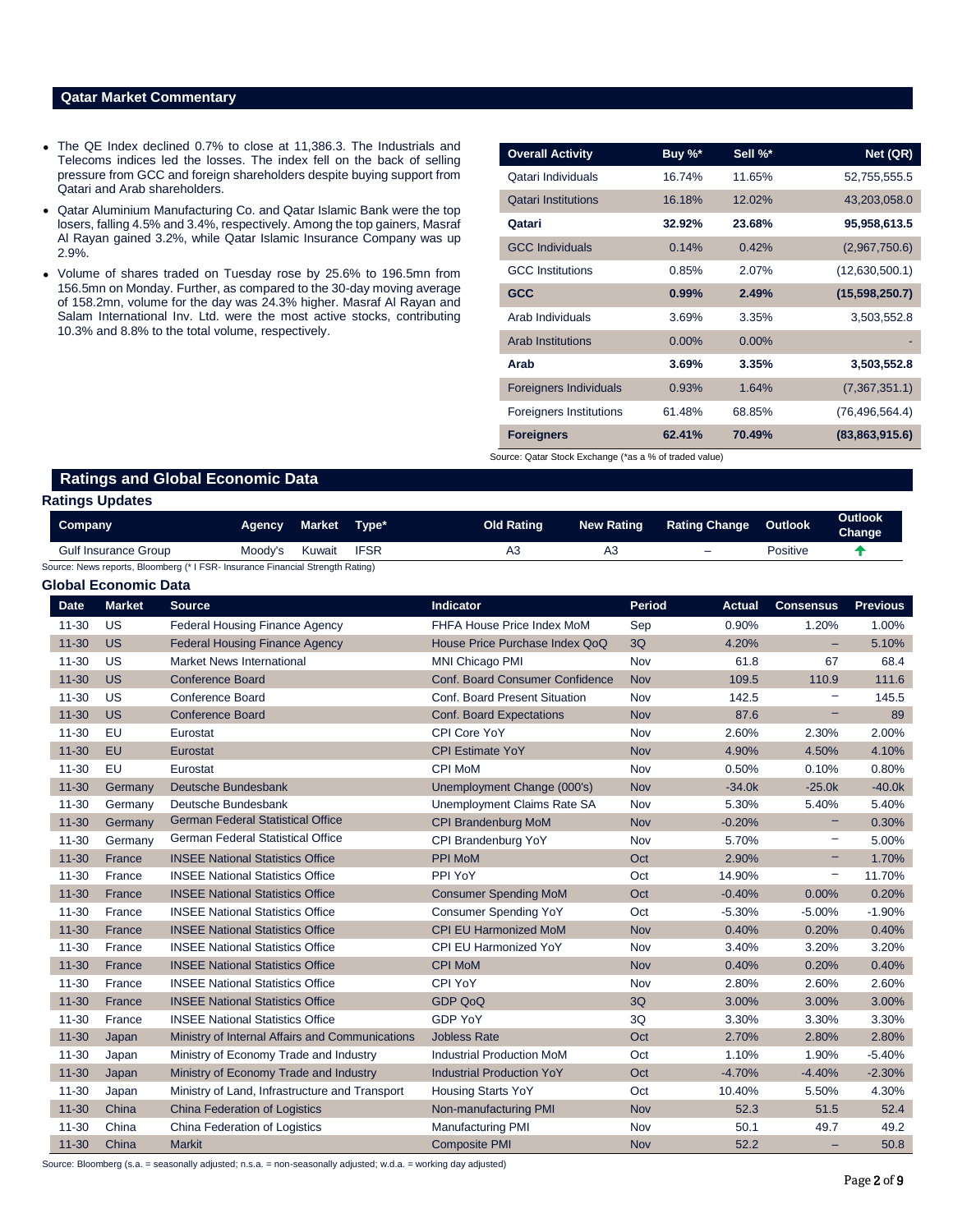## Qatar Market Commentary

- The QE Index declined 0.7% to close at 11,386.3. The Industrials and Telecoms indices led the losses. The index fell on the back of selling pressure from GCC and foreign shareholders despite buying support from Qatari and Arab shareholders.
- Qatar Aluminium Manufacturing Co. and Qatar Islamic Bank were the top losers, falling 4.5% and 3.4%, respectively. Among the top gainers, Masraf Al Rayan gained 3.2%, while Qatar Islamic Insurance Company was up 2.9%.
- Volume of shares traded on Tuesday rose by 25.6% to 196.5mn from 156.5mn on Monday. Further, as compared to the 30-day moving average of 158.2mn, volume for the day was 24.3% higher. Masraf Al Rayan and Salam International Inv. Ltd. were the most active stocks, contributing 10.3% and 8.8% to the total volume, respectively.

| Overall Activity | Buy %* | Sell %* | Net (QR) |
|---|---|---|---|
| Qatari Individuals | 16.74% | 11.65% | 52,755,555.5 |
| Qatari Institutions | 16.18% | 12.02% | 43,203,058.0 |
| **Qatari** | **32.92%** | **23.68%** | **95,958,613.5** |
| GCC Individuals | 0.14% | 0.42% | (2,967,750.6) |
| GCC Institutions | 0.85% | 2.07% | (12,630,500.1) |
| **GCC** | **0.99%** | **2.49%** | **(15,598,250.7)** |
| Arab Individuals | 3.69% | 3.35% | 3,503,552.8 |
| Arab Institutions | 0.00% | 0.00% | - |
| **Arab** | **3.69%** | **3.35%** | **3,503,552.8** |
| Foreigners Individuals | 0.93% | 1.64% | (7,367,351.1) |
| Foreigners Institutions | 61.48% | 68.85% | (76,496,564.4) |
| **Foreigners** | **62.41%** | **70.49%** | **(83,863,915.6)** |

Source: Qatar Stock Exchange (*as a % of traded value)

## Ratings and Global Economic Data

### Ratings Updates

| Company | Agency | Market | Type* | Old Rating | New Rating | Rating Change | Outlook | Outlook Change |
|---|---|---|---|---|---|---|---|---|
| Gulf Insurance Group | Moody's | Kuwait | IFSR | A3 | A3 | – | Positive | ↑ |

Source: News reports, Bloomberg (* I FSR- Insurance Financial Strength Rating)

### Global Economic Data

| Date | Market | Source | Indicator | Period | Actual | Consensus | Previous |
|---|---|---|---|---|---|---|---|
| 11-30 | US | Federal Housing Finance Agency | FHFA House Price Index MoM | Sep | 0.90% | 1.20% | 1.00% |
| 11-30 | US | Federal Housing Finance Agency | House Price Purchase Index QoQ | 3Q | 4.20% | – | 5.10% |
| 11-30 | US | Market News International | MNI Chicago PMI | Nov | 61.8 | 67 | 68.4 |
| 11-30 | US | Conference Board | Conf. Board Consumer Confidence | Nov | 109.5 | 110.9 | 111.6 |
| 11-30 | US | Conference Board | Conf. Board Present Situation | Nov | 142.5 | – | 145.5 |
| 11-30 | US | Conference Board | Conf. Board Expectations | Nov | 87.6 | – | 89 |
| 11-30 | EU | Eurostat | CPI Core YoY | Nov | 2.60% | 2.30% | 2.00% |
| 11-30 | EU | Eurostat | CPI Estimate YoY | Nov | 4.90% | 4.50% | 4.10% |
| 11-30 | EU | Eurostat | CPI MoM | Nov | 0.50% | 0.10% | 0.80% |
| 11-30 | Germany | Deutsche Bundesbank | Unemployment Change (000's) | Nov | -34.0k | -25.0k | -40.0k |
| 11-30 | Germany | Deutsche Bundesbank | Unemployment Claims Rate SA | Nov | 5.30% | 5.40% | 5.40% |
| 11-30 | Germany | German Federal Statistical Office | CPI Brandenburg MoM | Nov | -0.20% | – | 0.30% |
| 11-30 | Germany | German Federal Statistical Office | CPI Brandenburg YoY | Nov | 5.70% | – | 5.00% |
| 11-30 | France | INSEE National Statistics Office | PPI MoM | Oct | 2.90% | – | 1.70% |
| 11-30 | France | INSEE National Statistics Office | PPI YoY | Oct | 14.90% | – | 11.70% |
| 11-30 | France | INSEE National Statistics Office | Consumer Spending MoM | Oct | -0.40% | 0.00% | 0.20% |
| 11-30 | France | INSEE National Statistics Office | Consumer Spending YoY | Oct | -5.30% | -5.00% | -1.90% |
| 11-30 | France | INSEE National Statistics Office | CPI EU Harmonized MoM | Nov | 0.40% | 0.20% | 0.40% |
| 11-30 | France | INSEE National Statistics Office | CPI EU Harmonized YoY | Nov | 3.40% | 3.20% | 3.20% |
| 11-30 | France | INSEE National Statistics Office | CPI MoM | Nov | 0.40% | 0.20% | 0.40% |
| 11-30 | France | INSEE National Statistics Office | CPI YoY | Nov | 2.80% | 2.60% | 2.60% |
| 11-30 | France | INSEE National Statistics Office | GDP QoQ | 3Q | 3.00% | 3.00% | 3.00% |
| 11-30 | France | INSEE National Statistics Office | GDP YoY | 3Q | 3.30% | 3.30% | 3.30% |
| 11-30 | Japan | Ministry of Internal Affairs and Communications | Jobless Rate | Oct | 2.70% | 2.80% | 2.80% |
| 11-30 | Japan | Ministry of Economy Trade and Industry | Industrial Production MoM | Oct | 1.10% | 1.90% | -5.40% |
| 11-30 | Japan | Ministry of Economy Trade and Industry | Industrial Production YoY | Oct | -4.70% | -4.40% | -2.30% |
| 11-30 | Japan | Ministry of Land, Infrastructure and Transport | Housing Starts YoY | Oct | 10.40% | 5.50% | 4.30% |
| 11-30 | China | China Federation of Logistics | Non-manufacturing PMI | Nov | 52.3 | 51.5 | 52.4 |
| 11-30 | China | China Federation of Logistics | Manufacturing PMI | Nov | 50.1 | 49.7 | 49.2 |
| 11-30 | China | Markit | Composite PMI | Nov | 52.2 | – | 50.8 |

Source: Bloomberg (s.a. = seasonally adjusted; n.s.a. = non-seasonally adjusted; w.d.a. = working day adjusted)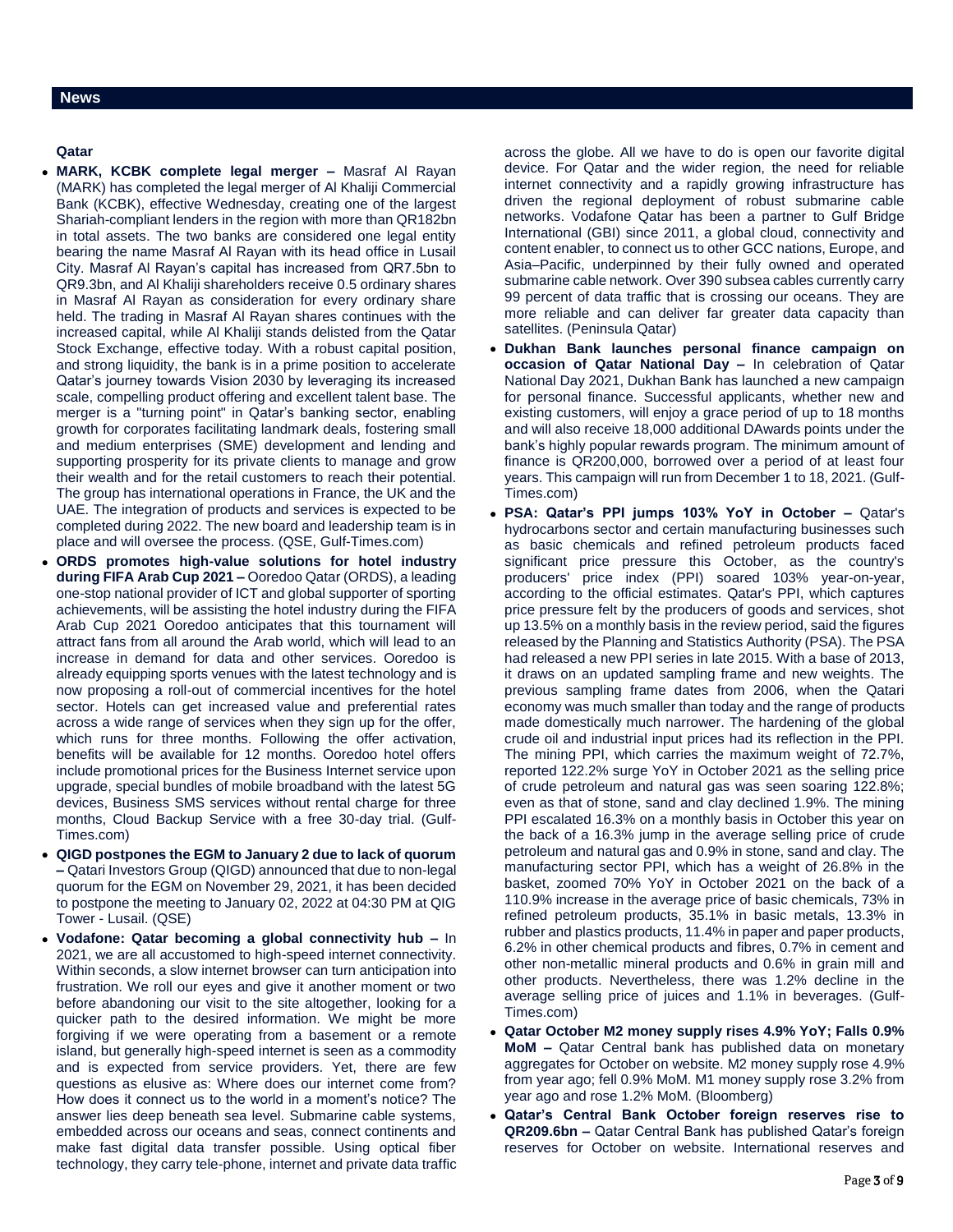## News

### Qatar

- **MARK, KCBK complete legal merger –** Masraf Al Rayan (MARK) has completed the legal merger of Al Khaliji Commercial Bank (KCBK), effective Wednesday, creating one of the largest Shariah-compliant lenders in the region with more than QR182bn in total assets. The two banks are considered one legal entity bearing the name Masraf Al Rayan with its head office in Lusail City. Masraf Al Rayan's capital has increased from QR7.5bn to QR9.3bn, and Al Khaliji shareholders receive 0.5 ordinary shares in Masraf Al Rayan as consideration for every ordinary share held. The trading in Masraf Al Rayan shares continues with the increased capital, while Al Khaliji stands delisted from the Qatar Stock Exchange, effective today. With a robust capital position, and strong liquidity, the bank is in a prime position to accelerate Qatar's journey towards Vision 2030 by leveraging its increased scale, compelling product offering and excellent talent base. The merger is a "turning point" in Qatar's banking sector, enabling growth for corporates facilitating landmark deals, fostering small and medium enterprises (SME) development and lending and supporting prosperity for its private clients to manage and grow their wealth and for the retail customers to reach their potential. The group has international operations in France, the UK and the UAE. The integration of products and services is expected to be completed during 2022. The new board and leadership team is in place and will oversee the process. (QSE, Gulf-Times.com)
- **ORDS promotes high-value solutions for hotel industry during FIFA Arab Cup 2021 –** Ooredoo Qatar (ORDS), a leading one-stop national provider of ICT and global supporter of sporting achievements, will be assisting the hotel industry during the FIFA Arab Cup 2021 Ooredoo anticipates that this tournament will attract fans from all around the Arab world, which will lead to an increase in demand for data and other services. Ooredoo is already equipping sports venues with the latest technology and is now proposing a roll-out of commercial incentives for the hotel sector. Hotels can get increased value and preferential rates across a wide range of services when they sign up for the offer, which runs for three months. Following the offer activation, benefits will be available for 12 months. Ooredoo hotel offers include promotional prices for the Business Internet service upon upgrade, special bundles of mobile broadband with the latest 5G devices, Business SMS services without rental charge for three months, Cloud Backup Service with a free 30-day trial. (Gulf-Times.com)
- **QIGD postpones the EGM to January 2 due to lack of quorum –** Qatari Investors Group (QIGD) announced that due to non-legal quorum for the EGM on November 29, 2021, it has been decided to postpone the meeting to January 02, 2022 at 04:30 PM at QIG Tower - Lusail. (QSE)
- **Vodafone: Qatar becoming a global connectivity hub –** In 2021, we are all accustomed to high-speed internet connectivity. Within seconds, a slow internet browser can turn anticipation into frustration. We roll our eyes and give it another moment or two before abandoning our visit to the site altogether, looking for a quicker path to the desired information. We might be more forgiving if we were operating from a basement or a remote island, but generally high-speed internet is seen as a commodity and is expected from service providers. Yet, there are few questions as elusive as: Where does our internet come from? How does it connect us to the world in a moment's notice? The answer lies deep beneath sea level. Submarine cable systems, embedded across our oceans and seas, connect continents and make fast digital data transfer possible. Using optical fiber technology, they carry tele-phone, internet and private data traffic across the globe. All we have to do is open our favorite digital device. For Qatar and the wider region, the need for reliable internet connectivity and a rapidly growing infrastructure has driven the regional deployment of robust submarine cable networks. Vodafone Qatar has been a partner to Gulf Bridge International (GBI) since 2011, a global cloud, connectivity and content enabler, to connect us to other GCC nations, Europe, and Asia–Pacific, underpinned by their fully owned and operated submarine cable network. Over 390 subsea cables currently carry 99 percent of data traffic that is crossing our oceans. They are more reliable and can deliver far greater data capacity than satellites. (Peninsula Qatar)
- **Dukhan Bank launches personal finance campaign on occasion of Qatar National Day –** In celebration of Qatar National Day 2021, Dukhan Bank has launched a new campaign for personal finance. Successful applicants, whether new and existing customers, will enjoy a grace period of up to 18 months and will also receive 18,000 additional DAwards points under the bank's highly popular rewards program. The minimum amount of finance is QR200,000, borrowed over a period of at least four years. This campaign will run from December 1 to 18, 2021. (Gulf-Times.com)
- **PSA: Qatar's PPI jumps 103% YoY in October –** Qatar's hydrocarbons sector and certain manufacturing businesses such as basic chemicals and refined petroleum products faced significant price pressure this October, as the country's producers' price index (PPI) soared 103% year-on-year, according to the official estimates. Qatar's PPI, which captures price pressure felt by the producers of goods and services, shot up 13.5% on a monthly basis in the review period, said the figures released by the Planning and Statistics Authority (PSA). The PSA had released a new PPI series in late 2015. With a base of 2013, it draws on an updated sampling frame and new weights. The previous sampling frame dates from 2006, when the Qatari economy was much smaller than today and the range of products made domestically much narrower. The hardening of the global crude oil and industrial input prices had its reflection in the PPI. The mining PPI, which carries the maximum weight of 72.7%, reported 122.2% surge YoY in October 2021 as the selling price of crude petroleum and natural gas was seen soaring 122.8%; even as that of stone, sand and clay declined 1.9%. The mining PPI escalated 16.3% on a monthly basis in October this year on the back of a 16.3% jump in the average selling price of crude petroleum and natural gas and 0.9% in stone, sand and clay. The manufacturing sector PPI, which has a weight of 26.8% in the basket, zoomed 70% YoY in October 2021 on the back of a 110.9% increase in the average price of basic chemicals, 73% in refined petroleum products, 35.1% in basic metals, 13.3% in rubber and plastics products, 11.4% in paper and paper products, 6.2% in other chemical products and fibres, 0.7% in cement and other non-metallic mineral products and 0.6% in grain mill and other products. Nevertheless, there was 1.2% decline in the average selling price of juices and 1.1% in beverages. (Gulf-Times.com)
- **Qatar October M2 money supply rises 4.9% YoY; Falls 0.9% MoM –** Qatar Central bank has published data on monetary aggregates for October on website. M2 money supply rose 4.9% from year ago; fell 0.9% MoM. M1 money supply rose 3.2% from year ago and rose 1.2% MoM. (Bloomberg)
- **Qatar's Central Bank October foreign reserves rise to QR209.6bn –** Qatar Central Bank has published Qatar's foreign reserves for October on website. International reserves and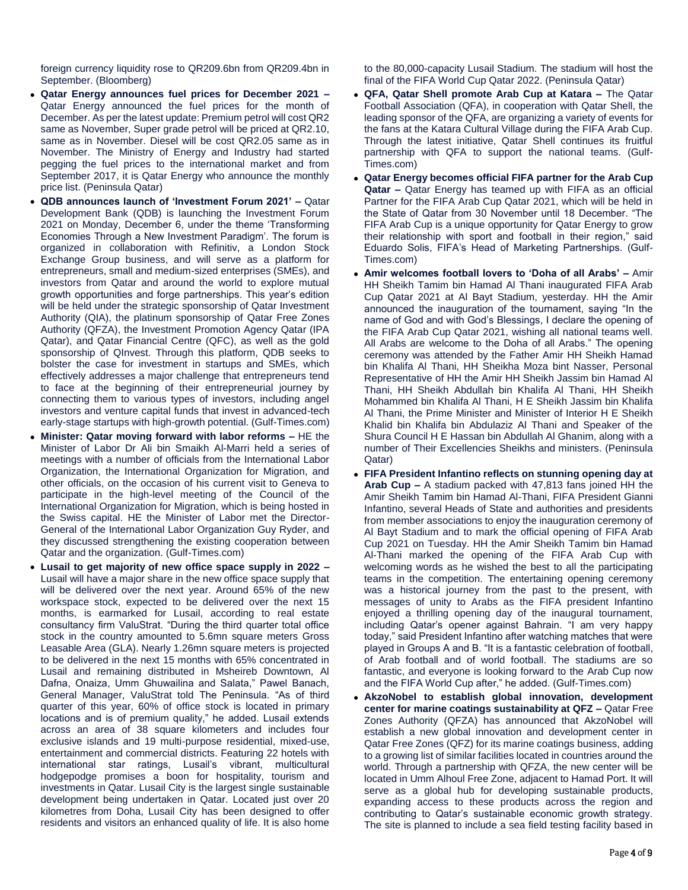foreign currency liquidity rose to QR209.6bn from QR209.4bn in September. (Bloomberg)

- **Qatar Energy announces fuel prices for December 2021 –** Qatar Energy announced the fuel prices for the month of December. As per the latest update: Premium petrol will cost QR2 same as November, Super grade petrol will be priced at QR2.10, same as in November. Diesel will be cost QR2.05 same as in November. The Ministry of Energy and Industry had started pegging the fuel prices to the international market and from September 2017, it is Qatar Energy who announce the monthly price list. (Peninsula Qatar)
- **QDB announces launch of 'Investment Forum 2021' –** Qatar Development Bank (QDB) is launching the Investment Forum 2021 on Monday, December 6, under the theme 'Transforming Economies Through a New Investment Paradigm'. The forum is organized in collaboration with Refinitiv, a London Stock Exchange Group business, and will serve as a platform for entrepreneurs, small and medium-sized enterprises (SMEs), and investors from Qatar and around the world to explore mutual growth opportunities and forge partnerships. This year's edition will be held under the strategic sponsorship of Qatar Investment Authority (QIA), the platinum sponsorship of Qatar Free Zones Authority (QFZA), the Investment Promotion Agency Qatar (IPA Qatar), and Qatar Financial Centre (QFC), as well as the gold sponsorship of QInvest. Through this platform, QDB seeks to bolster the case for investment in startups and SMEs, which effectively addresses a major challenge that entrepreneurs tend to face at the beginning of their entrepreneurial journey by connecting them to various types of investors, including angel investors and venture capital funds that invest in advanced-tech early-stage startups with high-growth potential. (Gulf-Times.com)
- **Minister: Qatar moving forward with labor reforms –** HE the Minister of Labor Dr Ali bin Smaikh Al-Marri held a series of meetings with a number of officials from the International Labor Organization, the International Organization for Migration, and other officials, on the occasion of his current visit to Geneva to participate in the high-level meeting of the Council of the International Organization for Migration, which is being hosted in the Swiss capital. HE the Minister of Labor met the Director-General of the International Labor Organization Guy Ryder, and they discussed strengthening the existing cooperation between Qatar and the organization. (Gulf-Times.com)
- **Lusail to get majority of new office space supply in 2022 –** Lusail will have a major share in the new office space supply that will be delivered over the next year. Around 65% of the new workspace stock, expected to be delivered over the next 15 months, is earmarked for Lusail, according to real estate consultancy firm ValuStrat. "During the third quarter total office stock in the country amounted to 5.6mn square meters Gross Leasable Area (GLA). Nearly 1.26mn square meters is projected to be delivered in the next 15 months with 65% concentrated in Lusail and remaining distributed in Msheireb Downtown, Al Dafna, Onaiza, Umm Ghuwailina and Salata," Pawel Banach, General Manager, ValuStrat told The Peninsula. "As of third quarter of this year, 60% of office stock is located in primary locations and is of premium quality," he added. Lusail extends across an area of 38 square kilometers and includes four exclusive islands and 19 multi-purpose residential, mixed-use, entertainment and commercial districts. Featuring 22 hotels with international star ratings, Lusail's vibrant, multicultural hodgepodge promises a boon for hospitality, tourism and investments in Qatar. Lusail City is the largest single sustainable development being undertaken in Qatar. Located just over 20 kilometres from Doha, Lusail City has been designed to offer residents and visitors an enhanced quality of life. It is also home to the 80,000-capacity Lusail Stadium. The stadium will host the final of the FIFA World Cup Qatar 2022. (Peninsula Qatar)
- **QFA, Qatar Shell promote Arab Cup at Katara –** The Qatar Football Association (QFA), in cooperation with Qatar Shell, the leading sponsor of the QFA, are organizing a variety of events for the fans at the Katara Cultural Village during the FIFA Arab Cup. Through the latest initiative, Qatar Shell continues its fruitful partnership with QFA to support the national teams. (Gulf-Times.com)
- **Qatar Energy becomes official FIFA partner for the Arab Cup Qatar –** Qatar Energy has teamed up with FIFA as an official Partner for the FIFA Arab Cup Qatar 2021, which will be held in the State of Qatar from 30 November until 18 December. "The FIFA Arab Cup is a unique opportunity for Qatar Energy to grow their relationship with sport and football in their region," said Eduardo Solis, FIFA's Head of Marketing Partnerships. (Gulf-Times.com)
- **Amir welcomes football lovers to 'Doha of all Arabs' –** Amir HH Sheikh Tamim bin Hamad Al Thani inaugurated FIFA Arab Cup Qatar 2021 at Al Bayt Stadium, yesterday. HH the Amir announced the inauguration of the tournament, saying "In the name of God and with God's Blessings, I declare the opening of the FIFA Arab Cup Qatar 2021, wishing all national teams well. All Arabs are welcome to the Doha of all Arabs." The opening ceremony was attended by the Father Amir HH Sheikh Hamad bin Khalifa Al Thani, HH Sheikha Moza bint Nasser, Personal Representative of HH the Amir HH Sheikh Jassim bin Hamad Al Thani, HH Sheikh Abdullah bin Khalifa Al Thani, HH Sheikh Mohammed bin Khalifa Al Thani, H E Sheikh Jassim bin Khalifa Al Thani, the Prime Minister and Minister of Interior H E Sheikh Khalid bin Khalifa bin Abdulaziz Al Thani and Speaker of the Shura Council H E Hassan bin Abdullah Al Ghanim, along with a number of Their Excellencies Sheikhs and ministers. (Peninsula Qatar)
- **FIFA President Infantino reflects on stunning opening day at Arab Cup –** A stadium packed with 47,813 fans joined HH the Amir Sheikh Tamim bin Hamad Al-Thani, FIFA President Gianni Infantino, several Heads of State and authorities and presidents from member associations to enjoy the inauguration ceremony of Al Bayt Stadium and to mark the official opening of FIFA Arab Cup 2021 on Tuesday. HH the Amir Sheikh Tamim bin Hamad Al-Thani marked the opening of the FIFA Arab Cup with welcoming words as he wished the best to all the participating teams in the competition. The entertaining opening ceremony was a historical journey from the past to the present, with messages of unity to Arabs as the FIFA president Infantino enjoyed a thrilling opening day of the inaugural tournament, including Qatar's opener against Bahrain. "I am very happy today," said President Infantino after watching matches that were played in Groups A and B. "It is a fantastic celebration of football, of Arab football and of world football. The stadiums are so fantastic, and everyone is looking forward to the Arab Cup now and the FIFA World Cup after," he added. (Gulf-Times.com)
- **AkzoNobel to establish global innovation, development center for marine coatings sustainability at QFZ –** Qatar Free Zones Authority (QFZA) has announced that AkzoNobel will establish a new global innovation and development center in Qatar Free Zones (QFZ) for its marine coatings business, adding to a growing list of similar facilities located in countries around the world. Through a partnership with QFZA, the new center will be located in Umm Alhoul Free Zone, adjacent to Hamad Port. It will serve as a global hub for developing sustainable products, expanding access to these products across the region and contributing to Qatar's sustainable economic growth strategy. The site is planned to include a sea field testing facility based in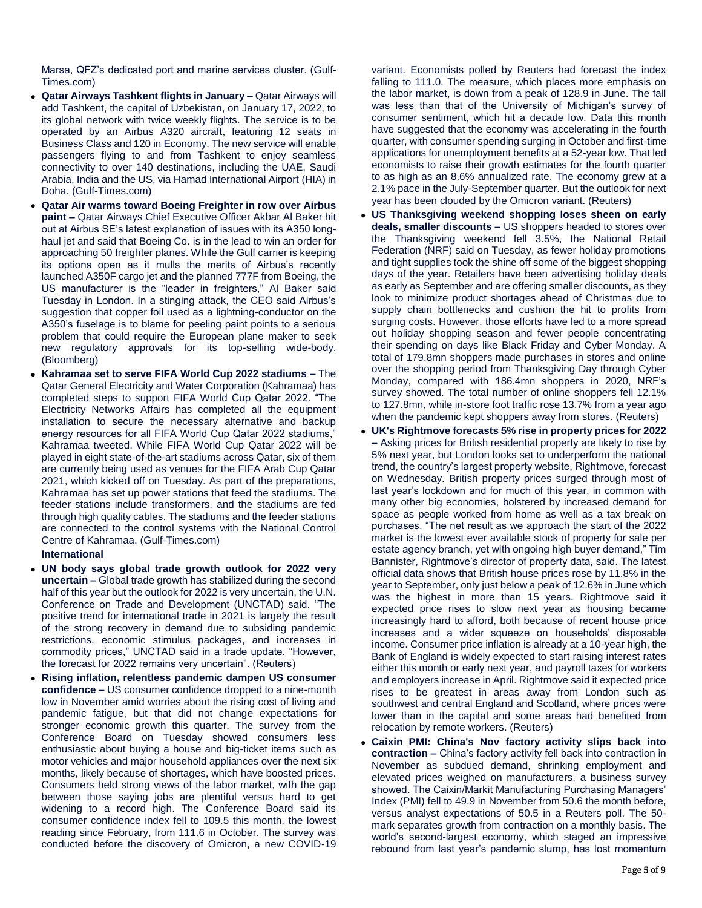Marsa, QFZ's dedicated port and marine services cluster. (Gulf-Times.com)

- **Qatar Airways Tashkent flights in January –** Qatar Airways will add Tashkent, the capital of Uzbekistan, on January 17, 2022, to its global network with twice weekly flights. The service is to be operated by an Airbus A320 aircraft, featuring 12 seats in Business Class and 120 in Economy. The new service will enable passengers flying to and from Tashkent to enjoy seamless connectivity to over 140 destinations, including the UAE, Saudi Arabia, India and the US, via Hamad International Airport (HIA) in Doha. (Gulf-Times.com)
- **Qatar Air warms toward Boeing Freighter in row over Airbus paint –** Qatar Airways Chief Executive Officer Akbar Al Baker hit out at Airbus SE's latest explanation of issues with its A350 long-haul jet and said that Boeing Co. is in the lead to win an order for approaching 50 freighter planes. While the Gulf carrier is keeping its options open as it mulls the merits of Airbus's recently launched A350F cargo jet and the planned 777F from Boeing, the US manufacturer is the "leader in freighters," Al Baker said Tuesday in London. In a stinging attack, the CEO said Airbus's suggestion that copper foil used as a lightning-conductor on the A350's fuselage is to blame for peeling paint points to a serious problem that could require the European plane maker to seek new regulatory approvals for its top-selling wide-body. (Bloomberg)
- **Kahramaa set to serve FIFA World Cup 2022 stadiums –** The Qatar General Electricity and Water Corporation (Kahramaa) has completed steps to support FIFA World Cup Qatar 2022. "The Electricity Networks Affairs has completed all the equipment installation to secure the necessary alternative and backup energy resources for all FIFA World Cup Qatar 2022 stadiums," Kahramaa tweeted. While FIFA World Cup Qatar 2022 will be played in eight state-of-the-art stadiums across Qatar, six of them are currently being used as venues for the FIFA Arab Cup Qatar 2021, which kicked off on Tuesday. As part of the preparations, Kahramaa has set up power stations that feed the stadiums. The feeder stations include transformers, and the stadiums are fed through high quality cables. The stadiums and the feeder stations are connected to the control systems with the National Control Centre of Kahramaa. (Gulf-Times.com)

**International**

- **UN body says global trade growth outlook for 2022 very uncertain –** Global trade growth has stabilized during the second half of this year but the outlook for 2022 is very uncertain, the U.N. Conference on Trade and Development (UNCTAD) said. "The positive trend for international trade in 2021 is largely the result of the strong recovery in demand due to subsiding pandemic restrictions, economic stimulus packages, and increases in commodity prices," UNCTAD said in a trade update. "However, the forecast for 2022 remains very uncertain". (Reuters)
- **Rising inflation, relentless pandemic dampen US consumer confidence –** US consumer confidence dropped to a nine-month low in November amid worries about the rising cost of living and pandemic fatigue, but that did not change expectations for stronger economic growth this quarter. The survey from the Conference Board on Tuesday showed consumers less enthusiastic about buying a house and big-ticket items such as motor vehicles and major household appliances over the next six months, likely because of shortages, which have boosted prices. Consumers held strong views of the labor market, with the gap between those saying jobs are plentiful versus hard to get widening to a record high. The Conference Board said its consumer confidence index fell to 109.5 this month, the lowest reading since February, from 111.6 in October. The survey was conducted before the discovery of Omicron, a new COVID-19 variant. Economists polled by Reuters had forecast the index falling to 111.0. The measure, which places more emphasis on the labor market, is down from a peak of 128.9 in June. The fall was less than that of the University of Michigan's survey of consumer sentiment, which hit a decade low. Data this month have suggested that the economy was accelerating in the fourth quarter, with consumer spending surging in October and first-time applications for unemployment benefits at a 52-year low. That led economists to raise their growth estimates for the fourth quarter to as high as an 8.6% annualized rate. The economy grew at a 2.1% pace in the July-September quarter. But the outlook for next year has been clouded by the Omicron variant. (Reuters)
- **US Thanksgiving weekend shopping loses sheen on early deals, smaller discounts –** US shoppers headed to stores over the Thanksgiving weekend fell 3.5%, the National Retail Federation (NRF) said on Tuesday, as fewer holiday promotions and tight supplies took the shine off some of the biggest shopping days of the year. Retailers have been advertising holiday deals as early as September and are offering smaller discounts, as they look to minimize product shortages ahead of Christmas due to supply chain bottlenecks and cushion the hit to profits from surging costs. However, those efforts have led to a more spread out holiday shopping season and fewer people concentrating their spending on days like Black Friday and Cyber Monday. A total of 179.8mn shoppers made purchases in stores and online over the shopping period from Thanksgiving Day through Cyber Monday, compared with 186.4mn shoppers in 2020, NRF's survey showed. The total number of online shoppers fell 12.1% to 127.8mn, while in-store foot traffic rose 13.7% from a year ago when the pandemic kept shoppers away from stores. (Reuters)
- **UK's Rightmove forecasts 5% rise in property prices for 2022 –** Asking prices for British residential property are likely to rise by 5% next year, but London looks set to underperform the national trend, the country's largest property website, Rightmove, forecast on Wednesday. British property prices surged through most of last year's lockdown and for much of this year, in common with many other big economies, bolstered by increased demand for space as people worked from home as well as a tax break on purchases. "The net result as we approach the start of the 2022 market is the lowest ever available stock of property for sale per estate agency branch, yet with ongoing high buyer demand," Tim Bannister, Rightmove's director of property data, said. The latest official data shows that British house prices rose by 11.8% in the year to September, only just below a peak of 12.6% in June which was the highest in more than 15 years. Rightmove said it expected price rises to slow next year as housing became increasingly hard to afford, both because of recent house price increases and a wider squeeze on households' disposable income. Consumer price inflation is already at a 10-year high, the Bank of England is widely expected to start raising interest rates either this month or early next year, and payroll taxes for workers and employers increase in April. Rightmove said it expected price rises to be greatest in areas away from London such as southwest and central England and Scotland, where prices were lower than in the capital and some areas had benefited from relocation by remote workers. (Reuters)
- **Caixin PMI: China's Nov factory activity slips back into contraction –** China's factory activity fell back into contraction in November as subdued demand, shrinking employment and elevated prices weighed on manufacturers, a business survey showed. The Caixin/Markit Manufacturing Purchasing Managers' Index (PMI) fell to 49.9 in November from 50.6 the month before, versus analyst expectations of 50.5 in a Reuters poll. The 50-mark separates growth from contraction on a monthly basis. The world's second-largest economy, which staged an impressive rebound from last year's pandemic slump, has lost momentum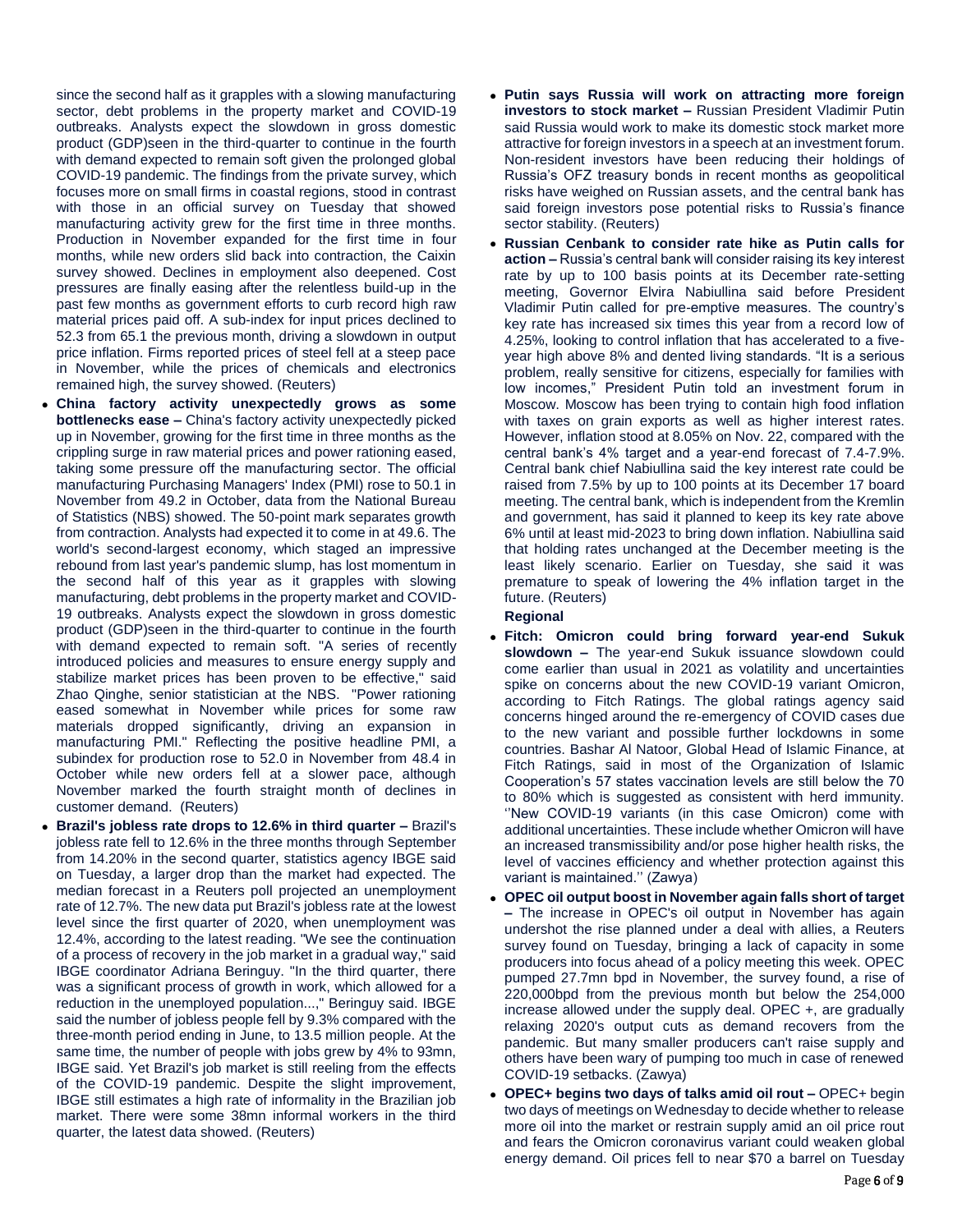since the second half as it grapples with a slowing manufacturing sector, debt problems in the property market and COVID-19 outbreaks. Analysts expect the slowdown in gross domestic product (GDP)seen in the third-quarter to continue in the fourth with demand expected to remain soft given the prolonged global COVID-19 pandemic. The findings from the private survey, which focuses more on small firms in coastal regions, stood in contrast with those in an official survey on Tuesday that showed manufacturing activity grew for the first time in three months. Production in November expanded for the first time in four months, while new orders slid back into contraction, the Caixin survey showed. Declines in employment also deepened. Cost pressures are finally easing after the relentless build-up in the past few months as government efforts to curb record high raw material prices paid off. A sub-index for input prices declined to 52.3 from 65.1 the previous month, driving a slowdown in output price inflation. Firms reported prices of steel fell at a steep pace in November, while the prices of chemicals and electronics remained high, the survey showed. (Reuters)

- **China factory activity unexpectedly grows as some bottlenecks ease –** China's factory activity unexpectedly picked up in November, growing for the first time in three months as the crippling surge in raw material prices and power rationing eased, taking some pressure off the manufacturing sector. The official manufacturing Purchasing Managers' Index (PMI) rose to 50.1 in November from 49.2 in October, data from the National Bureau of Statistics (NBS) showed. The 50-point mark separates growth from contraction. Analysts had expected it to come in at 49.6. The world's second-largest economy, which staged an impressive rebound from last year's pandemic slump, has lost momentum in the second half of this year as it grapples with slowing manufacturing, debt problems in the property market and COVID-19 outbreaks. Analysts expect the slowdown in gross domestic product (GDP)seen in the third-quarter to continue in the fourth with demand expected to remain soft. "A series of recently introduced policies and measures to ensure energy supply and stabilize market prices has been proven to be effective," said Zhao Qinghe, senior statistician at the NBS. "Power rationing eased somewhat in November while prices for some raw materials dropped significantly, driving an expansion in manufacturing PMI." Reflecting the positive headline PMI, a subindex for production rose to 52.0 in November from 48.4 in October while new orders fell at a slower pace, although November marked the fourth straight month of declines in customer demand. (Reuters)
- **Brazil's jobless rate drops to 12.6% in third quarter –** Brazil's jobless rate fell to 12.6% in the three months through September from 14.20% in the second quarter, statistics agency IBGE said on Tuesday, a larger drop than the market had expected. The median forecast in a Reuters poll projected an unemployment rate of 12.7%. The new data put Brazil's jobless rate at the lowest level since the first quarter of 2020, when unemployment was 12.4%, according to the latest reading. "We see the continuation of a process of recovery in the job market in a gradual way," said IBGE coordinator Adriana Beringuy. "In the third quarter, there was a significant process of growth in work, which allowed for a reduction in the unemployed population...," Beringuy said. IBGE said the number of jobless people fell by 9.3% compared with the three-month period ending in June, to 13.5 million people. At the same time, the number of people with jobs grew by 4% to 93mn, IBGE said. Yet Brazil's job market is still reeling from the effects of the COVID-19 pandemic. Despite the slight improvement, IBGE still estimates a high rate of informality in the Brazilian job market. There were some 38mn informal workers in the third quarter, the latest data showed. (Reuters)
- **Putin says Russia will work on attracting more foreign investors to stock market –** Russian President Vladimir Putin said Russia would work to make its domestic stock market more attractive for foreign investors in a speech at an investment forum. Non-resident investors have been reducing their holdings of Russia's OFZ treasury bonds in recent months as geopolitical risks have weighed on Russian assets, and the central bank has said foreign investors pose potential risks to Russia's finance sector stability. (Reuters)
- **Russian Cenbank to consider rate hike as Putin calls for action –** Russia's central bank will consider raising its key interest rate by up to 100 basis points at its December rate-setting meeting, Governor Elvira Nabiullina said before President Vladimir Putin called for pre-emptive measures. The country's key rate has increased six times this year from a record low of 4.25%, looking to control inflation that has accelerated to a five-year high above 8% and dented living standards. "It is a serious problem, really sensitive for citizens, especially for families with low incomes," President Putin told an investment forum in Moscow. Moscow has been trying to contain high food inflation with taxes on grain exports as well as higher interest rates. However, inflation stood at 8.05% on Nov. 22, compared with the central bank's 4% target and a year-end forecast of 7.4-7.9%. Central bank chief Nabiullina said the key interest rate could be raised from 7.5% by up to 100 points at its December 17 board meeting. The central bank, which is independent from the Kremlin and government, has said it planned to keep its key rate above 6% until at least mid-2023 to bring down inflation. Nabiullina said that holding rates unchanged at the December meeting is the least likely scenario. Earlier on Tuesday, she said it was premature to speak of lowering the 4% inflation target in the future. (Reuters)

**Regional**

- **Fitch: Omicron could bring forward year-end Sukuk slowdown –** The year-end Sukuk issuance slowdown could come earlier than usual in 2021 as volatility and uncertainties spike on concerns about the new COVID-19 variant Omicron, according to Fitch Ratings. The global ratings agency said concerns hinged around the re-emergency of COVID cases due to the new variant and possible further lockdowns in some countries. Bashar Al Natoor, Global Head of Islamic Finance, at Fitch Ratings, said in most of the Organization of Islamic Cooperation's 57 states vaccination levels are still below the 70 to 80% which is suggested as consistent with herd immunity. ''New COVID-19 variants (in this case Omicron) come with additional uncertainties. These include whether Omicron will have an increased transmissibility and/or pose higher health risks, the level of vaccines efficiency and whether protection against this variant is maintained.'' (Zawya)
- **OPEC oil output boost in November again falls short of target –** The increase in OPEC's oil output in November has again undershot the rise planned under a deal with allies, a Reuters survey found on Tuesday, bringing a lack of capacity in some producers into focus ahead of a policy meeting this week. OPEC pumped 27.7mn bpd in November, the survey found, a rise of 220,000bpd from the previous month but below the 254,000 increase allowed under the supply deal. OPEC +, are gradually relaxing 2020's output cuts as demand recovers from the pandemic. But many smaller producers can't raise supply and others have been wary of pumping too much in case of renewed COVID-19 setbacks. (Zawya)
- **OPEC+ begins two days of talks amid oil rout –** OPEC+ begin two days of meetings on Wednesday to decide whether to release more oil into the market or restrain supply amid an oil price rout and fears the Omicron coronavirus variant could weaken global energy demand. Oil prices fell to near $70 a barrel on Tuesday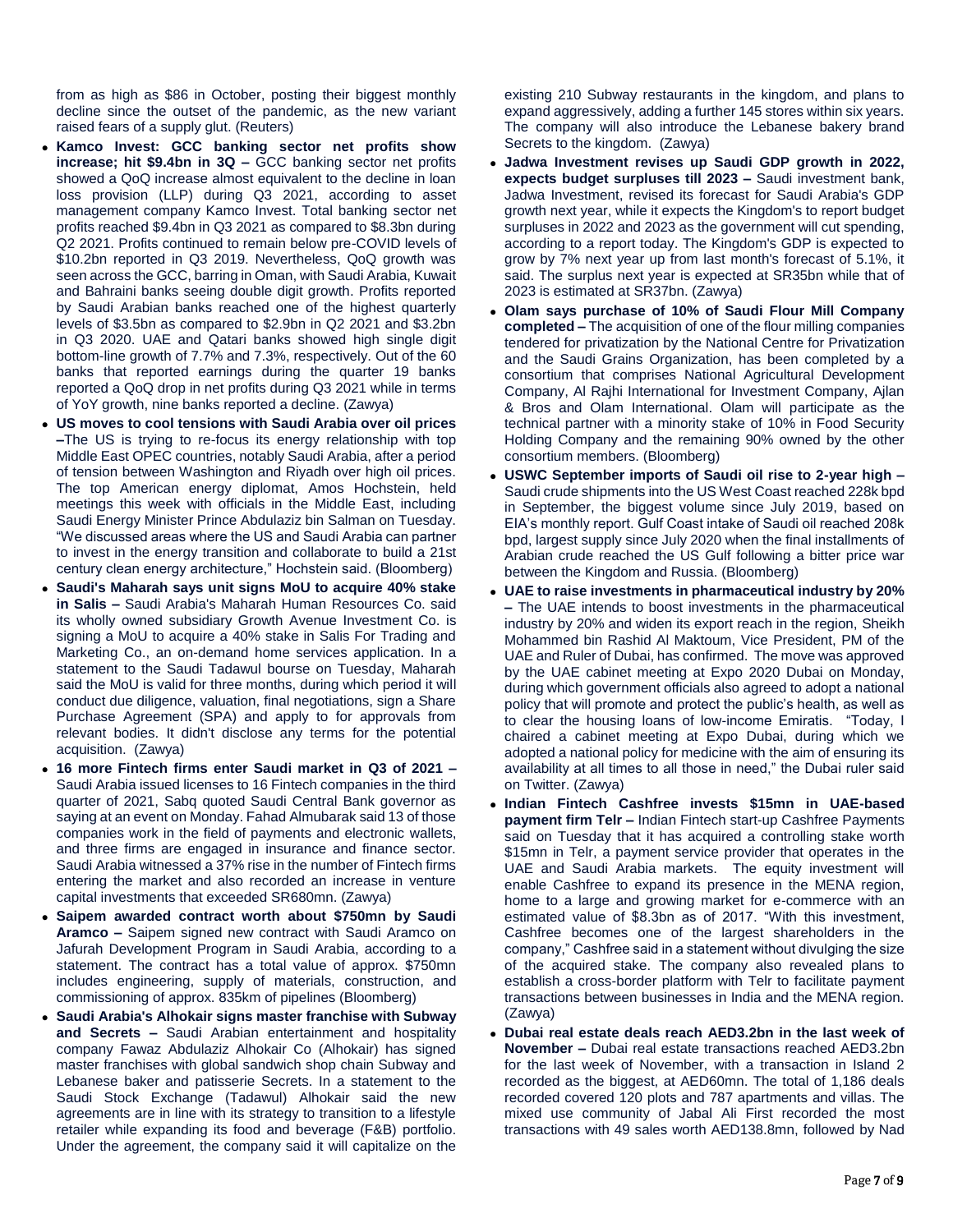from as high as $86 in October, posting their biggest monthly decline since the outset of the pandemic, as the new variant raised fears of a supply glut. (Reuters)

- **Kamco Invest: GCC banking sector net profits show increase; hit $9.4bn in 3Q –** GCC banking sector net profits showed a QoQ increase almost equivalent to the decline in loan loss provision (LLP) during Q3 2021, according to asset management company Kamco Invest. Total banking sector net profits reached $9.4bn in Q3 2021 as compared to $8.3bn during Q2 2021. Profits continued to remain below pre-COVID levels of $10.2bn reported in Q3 2019. Nevertheless, QoQ growth was seen across the GCC, barring in Oman, with Saudi Arabia, Kuwait and Bahraini banks seeing double digit growth. Profits reported by Saudi Arabian banks reached one of the highest quarterly levels of $3.5bn as compared to $2.9bn in Q2 2021 and $3.2bn in Q3 2020. UAE and Qatari banks showed high single digit bottom-line growth of 7.7% and 7.3%, respectively. Out of the 60 banks that reported earnings during the quarter 19 banks reported a QoQ drop in net profits during Q3 2021 while in terms of YoY growth, nine banks reported a decline. (Zawya)
- **US moves to cool tensions with Saudi Arabia over oil prices –**The US is trying to re-focus its energy relationship with top Middle East OPEC countries, notably Saudi Arabia, after a period of tension between Washington and Riyadh over high oil prices. The top American energy diplomat, Amos Hochstein, held meetings this week with officials in the Middle East, including Saudi Energy Minister Prince Abdulaziz bin Salman on Tuesday. "We discussed areas where the US and Saudi Arabia can partner to invest in the energy transition and collaborate to build a 21st century clean energy architecture," Hochstein said. (Bloomberg)
- **Saudi's Maharah says unit signs MoU to acquire 40% stake in Salis –** Saudi Arabia's Maharah Human Resources Co. said its wholly owned subsidiary Growth Avenue Investment Co. is signing a MoU to acquire a 40% stake in Salis For Trading and Marketing Co., an on-demand home services application. In a statement to the Saudi Tadawul bourse on Tuesday, Maharah said the MoU is valid for three months, during which period it will conduct due diligence, valuation, final negotiations, sign a Share Purchase Agreement (SPA) and apply to for approvals from relevant bodies. It didn't disclose any terms for the potential acquisition. (Zawya)
- **16 more Fintech firms enter Saudi market in Q3 of 2021 –** Saudi Arabia issued licenses to 16 Fintech companies in the third quarter of 2021, Sabq quoted Saudi Central Bank governor as saying at an event on Monday. Fahad Almubarak said 13 of those companies work in the field of payments and electronic wallets, and three firms are engaged in insurance and finance sector. Saudi Arabia witnessed a 37% rise in the number of Fintech firms entering the market and also recorded an increase in venture capital investments that exceeded SR680mn. (Zawya)
- **Saipem awarded contract worth about $750mn by Saudi Aramco –** Saipem signed new contract with Saudi Aramco on Jafurah Development Program in Saudi Arabia, according to a statement. The contract has a total value of approx. $750mn includes engineering, supply of materials, construction, and commissioning of approx. 835km of pipelines (Bloomberg)
- **Saudi Arabia's Alhokair signs master franchise with Subway and Secrets –** Saudi Arabian entertainment and hospitality company Fawaz Abdulaziz Alhokair Co (Alhokair) has signed master franchises with global sandwich shop chain Subway and Lebanese baker and patisserie Secrets. In a statement to the Saudi Stock Exchange (Tadawul) Alhokair said the new agreements are in line with its strategy to transition to a lifestyle retailer while expanding its food and beverage (F&B) portfolio. Under the agreement, the company said it will capitalize on the existing 210 Subway restaurants in the kingdom, and plans to expand aggressively, adding a further 145 stores within six years. The company will also introduce the Lebanese bakery brand Secrets to the kingdom. (Zawya)
- **Jadwa Investment revises up Saudi GDP growth in 2022, expects budget surpluses till 2023 –** Saudi investment bank, Jadwa Investment, revised its forecast for Saudi Arabia's GDP growth next year, while it expects the Kingdom's to report budget surpluses in 2022 and 2023 as the government will cut spending, according to a report today. The Kingdom's GDP is expected to grow by 7% next year up from last month's forecast of 5.1%, it said. The surplus next year is expected at SR35bn while that of 2023 is estimated at SR37bn. (Zawya)
- **Olam says purchase of 10% of Saudi Flour Mill Company completed –** The acquisition of one of the flour milling companies tendered for privatization by the National Centre for Privatization and the Saudi Grains Organization, has been completed by a consortium that comprises National Agricultural Development Company, Al Rajhi International for Investment Company, Ajlan & Bros and Olam International. Olam will participate as the technical partner with a minority stake of 10% in Food Security Holding Company and the remaining 90% owned by the other consortium members. (Bloomberg)
- **USWC September imports of Saudi oil rise to 2-year high –** Saudi crude shipments into the US West Coast reached 228k bpd in September, the biggest volume since July 2019, based on EIA's monthly report. Gulf Coast intake of Saudi oil reached 208k bpd, largest supply since July 2020 when the final installments of Arabian crude reached the US Gulf following a bitter price war between the Kingdom and Russia. (Bloomberg)
- **UAE to raise investments in pharmaceutical industry by 20% –** The UAE intends to boost investments in the pharmaceutical industry by 20% and widen its export reach in the region, Sheikh Mohammed bin Rashid Al Maktoum, Vice President, PM of the UAE and Ruler of Dubai, has confirmed. The move was approved by the UAE cabinet meeting at Expo 2020 Dubai on Monday, during which government officials also agreed to adopt a national policy that will promote and protect the public's health, as well as to clear the housing loans of low-income Emiratis. "Today, I chaired a cabinet meeting at Expo Dubai, during which we adopted a national policy for medicine with the aim of ensuring its availability at all times to all those in need," the Dubai ruler said on Twitter. (Zawya)
- **Indian Fintech Cashfree invests $15mn in UAE-based payment firm Telr –** Indian Fintech start-up Cashfree Payments said on Tuesday that it has acquired a controlling stake worth $15mn in Telr, a payment service provider that operates in the UAE and Saudi Arabia markets. The equity investment will enable Cashfree to expand its presence in the MENA region, home to a large and growing market for e-commerce with an estimated value of $8.3bn as of 2017. "With this investment, Cashfree becomes one of the largest shareholders in the company," Cashfree said in a statement without divulging the size of the acquired stake. The company also revealed plans to establish a cross-border platform with Telr to facilitate payment transactions between businesses in India and the MENA region. (Zawya)
- **Dubai real estate deals reach AED3.2bn in the last week of November –** Dubai real estate transactions reached AED3.2bn for the last week of November, with a transaction in Island 2 recorded as the biggest, at AED60mn. The total of 1,186 deals recorded covered 120 plots and 787 apartments and villas. The mixed use community of Jabal Ali First recorded the most transactions with 49 sales worth AED138.8mn, followed by Nad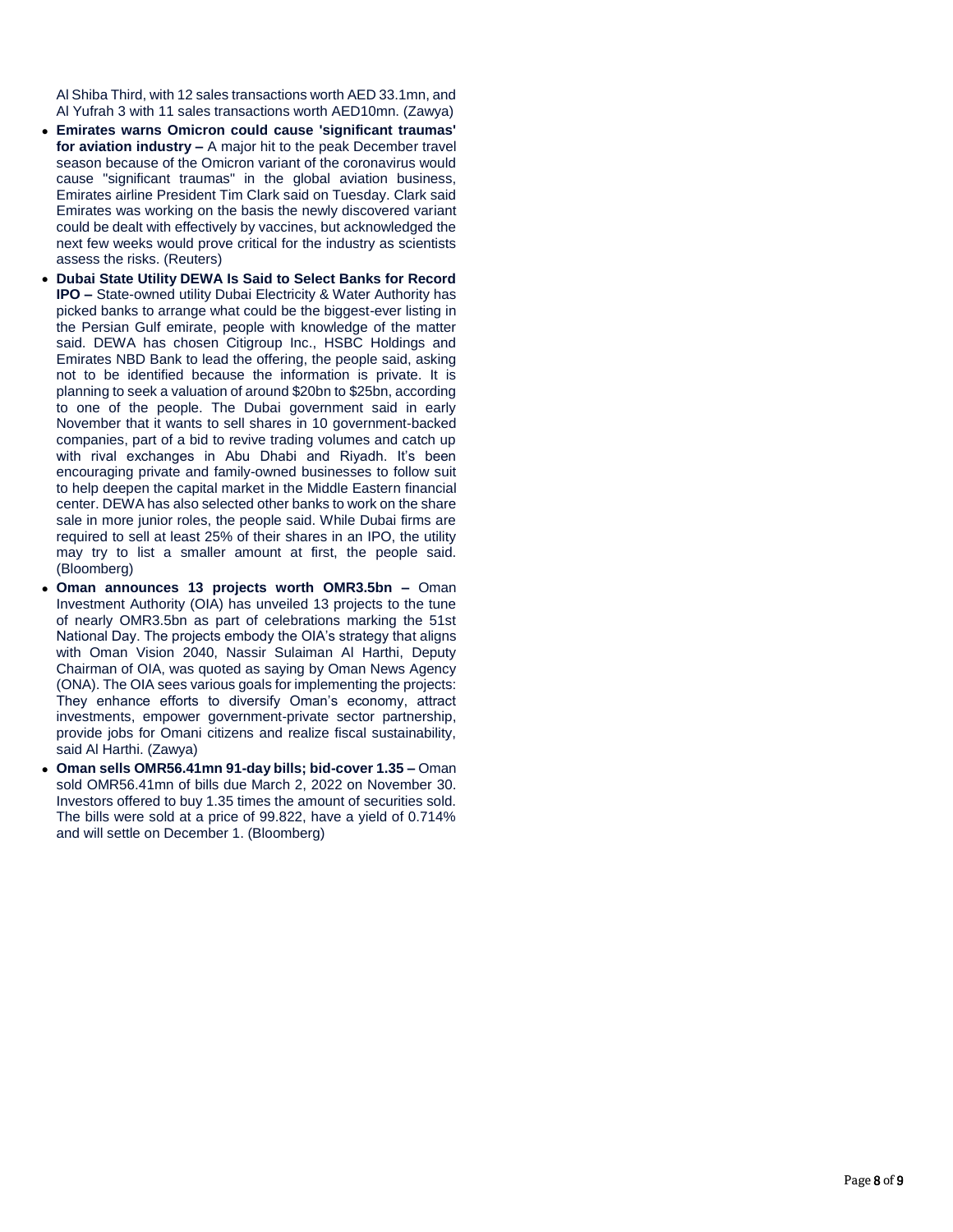Al Shiba Third, with 12 sales transactions worth AED 33.1mn, and Al Yufrah 3 with 11 sales transactions worth AED10mn. (Zawya)

- **Emirates warns Omicron could cause 'significant traumas' for aviation industry –** A major hit to the peak December travel season because of the Omicron variant of the coronavirus would cause "significant traumas" in the global aviation business, Emirates airline President Tim Clark said on Tuesday. Clark said Emirates was working on the basis the newly discovered variant could be dealt with effectively by vaccines, but acknowledged the next few weeks would prove critical for the industry as scientists assess the risks. (Reuters)
- **Dubai State Utility DEWA Is Said to Select Banks for Record IPO –** State-owned utility Dubai Electricity & Water Authority has picked banks to arrange what could be the biggest-ever listing in the Persian Gulf emirate, people with knowledge of the matter said. DEWA has chosen Citigroup Inc., HSBC Holdings and Emirates NBD Bank to lead the offering, the people said, asking not to be identified because the information is private. It is planning to seek a valuation of around $20bn to $25bn, according to one of the people. The Dubai government said in early November that it wants to sell shares in 10 government-backed companies, part of a bid to revive trading volumes and catch up with rival exchanges in Abu Dhabi and Riyadh. It's been encouraging private and family-owned businesses to follow suit to help deepen the capital market in the Middle Eastern financial center. DEWA has also selected other banks to work on the share sale in more junior roles, the people said. While Dubai firms are required to sell at least 25% of their shares in an IPO, the utility may try to list a smaller amount at first, the people said. (Bloomberg)
- **Oman announces 13 projects worth OMR3.5bn –** Oman Investment Authority (OIA) has unveiled 13 projects to the tune of nearly OMR3.5bn as part of celebrations marking the 51st National Day. The projects embody the OIA's strategy that aligns with Oman Vision 2040, Nassir Sulaiman Al Harthi, Deputy Chairman of OIA, was quoted as saying by Oman News Agency (ONA). The OIA sees various goals for implementing the projects: They enhance efforts to diversify Oman's economy, attract investments, empower government-private sector partnership, provide jobs for Omani citizens and realize fiscal sustainability, said Al Harthi. (Zawya)
- **Oman sells OMR56.41mn 91-day bills; bid-cover 1.35 –** Oman sold OMR56.41mn of bills due March 2, 2022 on November 30. Investors offered to buy 1.35 times the amount of securities sold. The bills were sold at a price of 99.822, have a yield of 0.714% and will settle on December 1. (Bloomberg)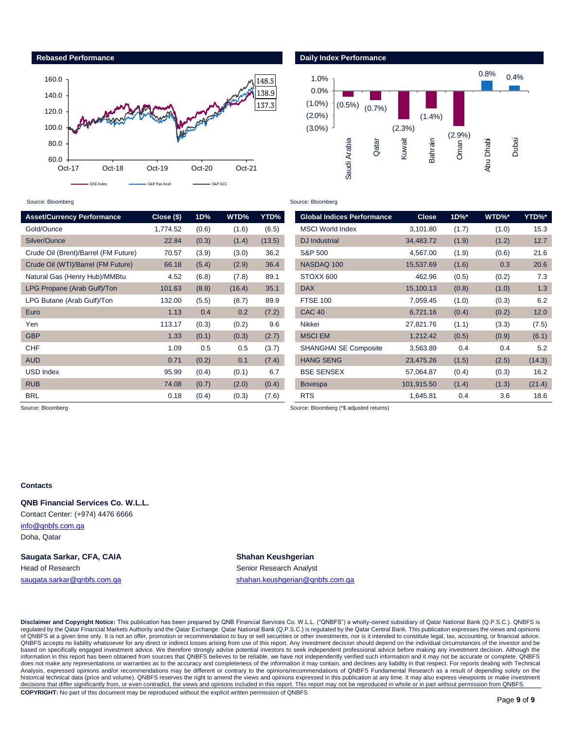### Rebased Performance

160.0
140.0
120.0
100.0
80.0
60.0
Oct-17
Oct-18
Oct-19
Oct-20
Oct-21
148.5
138.9
137.3
QSE Index
S&P Pan Arab
S&P GCC

Source: Bloomberg

### Daily Index Performance

1.0%
0.0%
(1.0%)
(2.0%)
(3.0%)
(0.5%)
(0.7%)
(2.3%)
(1.4%)
(2.9%)
0.8%
0.4%
Saudi Arabia
Qatar
Kuwait
Bahrain
Oman
Abu Dhabi
Dubai

Source: Bloomberg

| Asset/Currency Performance | Close ($) | 1D% | WTD% | YTD% |
|---|---|---|---|---|
| Gold/Ounce | 1,774.52 | (0.6) | (1.6) | (6.5) |
| Silver/Ounce | 22.84 | (0.3) | (1.4) | (13.5) |
| Crude Oil (Brent)/Barrel (FM Future) | 70.57 | (3.9) | (3.0) | 36.2 |
| Crude Oil (WTI)/Barrel (FM Future) | 66.18 | (5.4) | (2.9) | 36.4 |
| Natural Gas (Henry Hub)/MMBtu | 4.52 | (6.8) | (7.8) | 89.1 |
| LPG Propane (Arab Gulf)/Ton | 101.63 | (8.8) | (16.4) | 35.1 |
| LPG Butane (Arab Gulf)/Ton | 132.00 | (5.5) | (8.7) | 89.9 |
| Euro | 1.13 | 0.4 | 0.2 | (7.2) |
| Yen | 113.17 | (0.3) | (0.2) | 9.6 |
| GBP | 1.33 | (0.1) | (0.3) | (2.7) |
| CHF | 1.09 | 0.5 | 0.5 | (3.7) |
| AUD | 0.71 | (0.2) | 0.1 | (7.4) |
| USD Index | 95.99 | (0.4) | (0.1) | 6.7 |
| RUB | 74.08 | (0.7) | (2.0) | (0.4) |
| BRL | 0.18 | (0.4) | (0.3) | (7.6) |

Source: Bloomberg

| Global Indices Performance | Close | 1D%* | WTD%* | YTD%* |
|---|---|---|---|---|
| MSCI World Index | 3,101.80 | (1.7) | (1.0) | 15.3 |
| DJ Industrial | 34,483.72 | (1.9) | (1.2) | 12.7 |
| S&P 500 | 4,567.00 | (1.9) | (0.6) | 21.6 |
| NASDAQ 100 | 15,537.69 | (1.6) | 0.3 | 20.6 |
| STOXX 600 | 462.96 | (0.5) | (0.2) | 7.3 |
| DAX | 15,100.13 | (0.8) | (1.0) | 1.3 |
| FTSE 100 | 7,059.45 | (1.0) | (0.3) | 6.2 |
| CAC 40 | 6,721.16 | (0.4) | (0.2) | 12.0 |
| Nikkei | 27,821.76 | (1.1) | (3.3) | (7.5) |
| MSCI EM | 1,212.42 | (0.5) | (0.9) | (6.1) |
| SHANGHAI SE Composite | 3,563.89 | 0.4 | 0.4 | 5.2 |
| HANG SENG | 23,475.26 | (1.5) | (2.5) | (14.3) |
| BSE SENSEX | 57,064.87 | (0.4) | (0.3) | 16.2 |
| Bovespa | 101,915.50 | (1.4) | (1.3) | (21.4) |
| RTS | 1,645.81 | 0.4 | 3.6 | 18.6 |

Source: Bloomberg (*$ adjusted returns)

**Contacts**

**QNB Financial Services Co. W.L.L.**
Contact Center: (+974) 4476 6666
info@qnbfs.com.qa
Doha, Qatar

**Saugata Sarkar, CFA, CAIA**
Head of Research
saugata.sarkar@qnbfs.com.qa

**Shahan Keushgerian**
Senior Research Analyst
shahan.keushgerian@qnbfs.com.qa

**Disclaimer and Copyright Notice:** This publication has been prepared by QNB Financial Services Co. W.L.L. ("QNBFS") a wholly-owned subsidiary of Qatar National Bank (Q.P.S.C.). QNBFS is regulated by the Qatar Financial Markets Authority and the Qatar Exchange. Qatar National Bank (Q.P.S.C.) is regulated by the Qatar Central Bank. This publication expresses the views and opinions of QNBFS at a given time only. It is not an offer, promotion or recommendation to buy or sell securities or other investments, nor is it intended to constitute legal, tax, accounting, or financial advice. QNBFS accepts no liability whatsoever for any direct or indirect losses arising from use of this report. Any investment decision should depend on the individual circumstances of the investor and be based on specifically engaged investment advice. We therefore strongly advise potential investors to seek independent professional advice before making any investment decision. Although the information in this report has been obtained from sources that QNBFS believes to be reliable, we have not independently verified such information and it may not be accurate or complete. QNBFS does not make any representations or warranties as to the accuracy and completeness of the information it may contain, and declines any liability in that respect. For reports dealing with Technical Analysis, expressed opinions and/or recommendations may be different or contrary to the opinions/recommendations of QNBFS Fundamental Research as a result of depending solely on the historical technical data (price and volume). QNBFS reserves the right to amend the views and opinions expressed in this publication at any time. It may also express viewpoints or make investment decisions that differ significantly from, or even contradict, the views and opinions included in this report. This report may not be reproduced in whole or in part without permission from QNBFS.

**COPYRIGHT:** No part of this document may be reproduced without the explicit written permission of QNBFS.